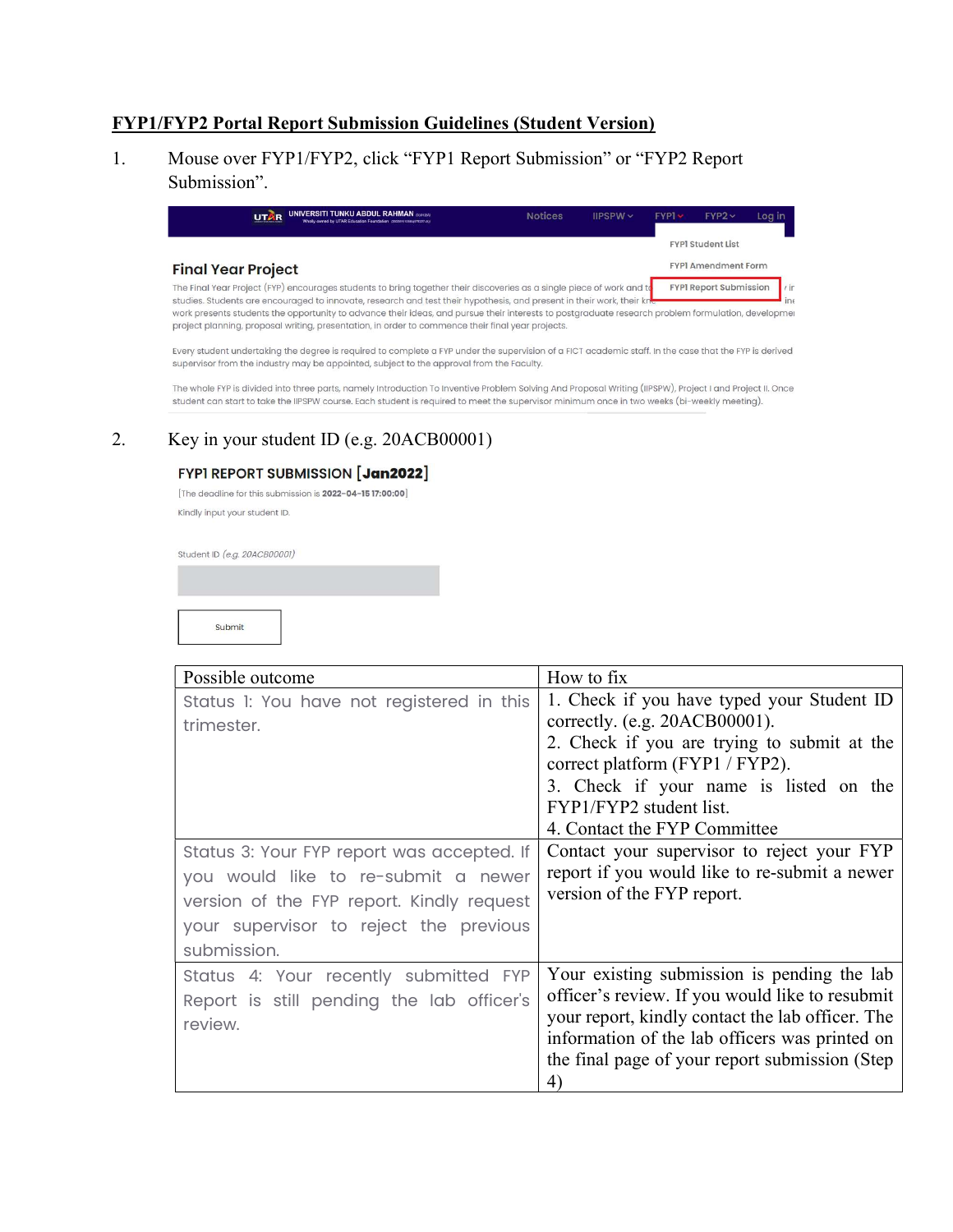# FYP1/FYP2 Portal Report Submission Guidelines (Student Version)

1. Mouse over FYP1/FYP2, click "FYP1 Report Submission" or "FYP2 Report Submission".

2. Key in your student ID (e.g. 20ACB00001)

| Possible outcome | How to fix |
| --- | --- |
| Status 1: You have not registered in this trimester. | 1. Check if you have typed your Student ID correctly. (e.g. 20ACB00001).<br>2. Check if you are trying to submit at the correct platform (FYP1 / FYP2).<br>3. Check if your name is listed on the FYP1/FYP2 student list.<br>4. Contact the FYP Committee |
| Status 3: Your FYP report was accepted. If you would like to re-submit a newer version of the FYP report. Kindly request your supervisor to reject the previous submission. | Contact your supervisor to reject your FYP report if you would like to re-submit a newer version of the FYP report. |
| Status 4: Your recently submitted FYP Report is still pending the lab officer's review. | Your existing submission is pending the lab officer's review. If you would like to resubmit your report, kindly contact the lab officer. The information of the lab officers was printed on the final page of your report submission (Step 4) |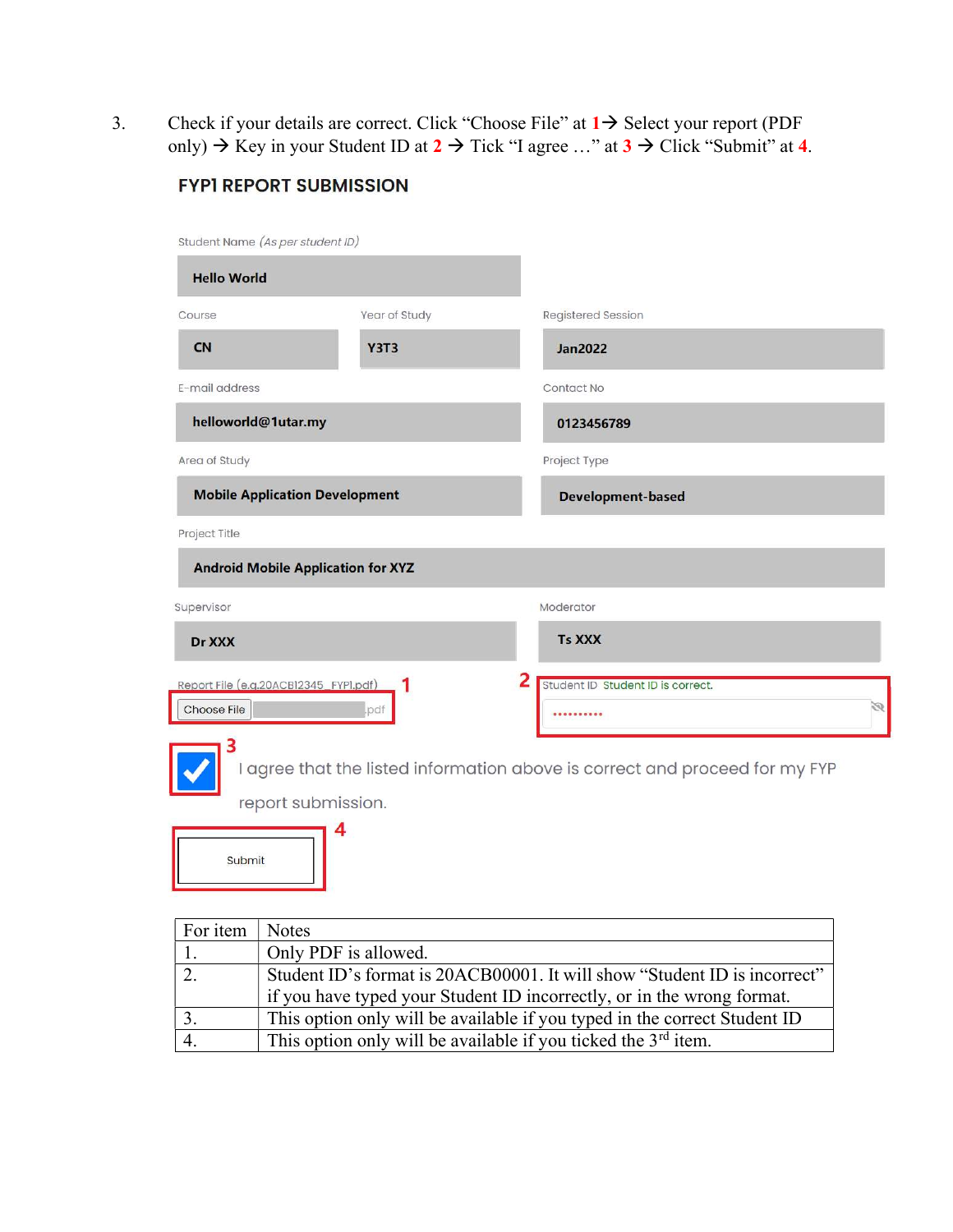3. Check if your details are correct. Click "Choose File" at **1** → Select your report (PDF only) → Key in your Student ID at **2** → Tick "I agree …" at **3** → Click "Submit" at **4**.

## FYP1 REPORT SUBMISSION

Student Name *(As per student ID)*

**Hello World**

| Course | Year of Study | Registered Session |
|---|---|---|
| **CN** | **Y3T3** | **Jan2022** |

| E-mail address | Contact No |
|---|---|
| **helloworld@1utar.my** | **0123456789** |

| Area of Study | Project Type |
|---|---|
| **Mobile Application Development** | **Development-based** |

Project Title

**Android Mobile Application for XYZ**

| Supervisor | Moderator |
|---|---|
| **Dr XXX** | **Ts XXX** |

**1** Report File (e.g.20ACB12345_FYP1.pdf)

Choose File .pdf

**2** Student ID Student ID is correct.

••••••••••

**3** ☑ I agree that the listed information above is correct and proceed for my FYP report submission.

**4** Submit

| For item | Notes |
|---|---|
| 1. | Only PDF is allowed. |
| 2. | Student ID's format is 20ACB00001. It will show "Student ID is incorrect" if you have typed your Student ID incorrectly, or in the wrong format. |
| 3. | This option only will be available if you typed in the correct Student ID |
| 4. | This option only will be available if you ticked the 3rd item. |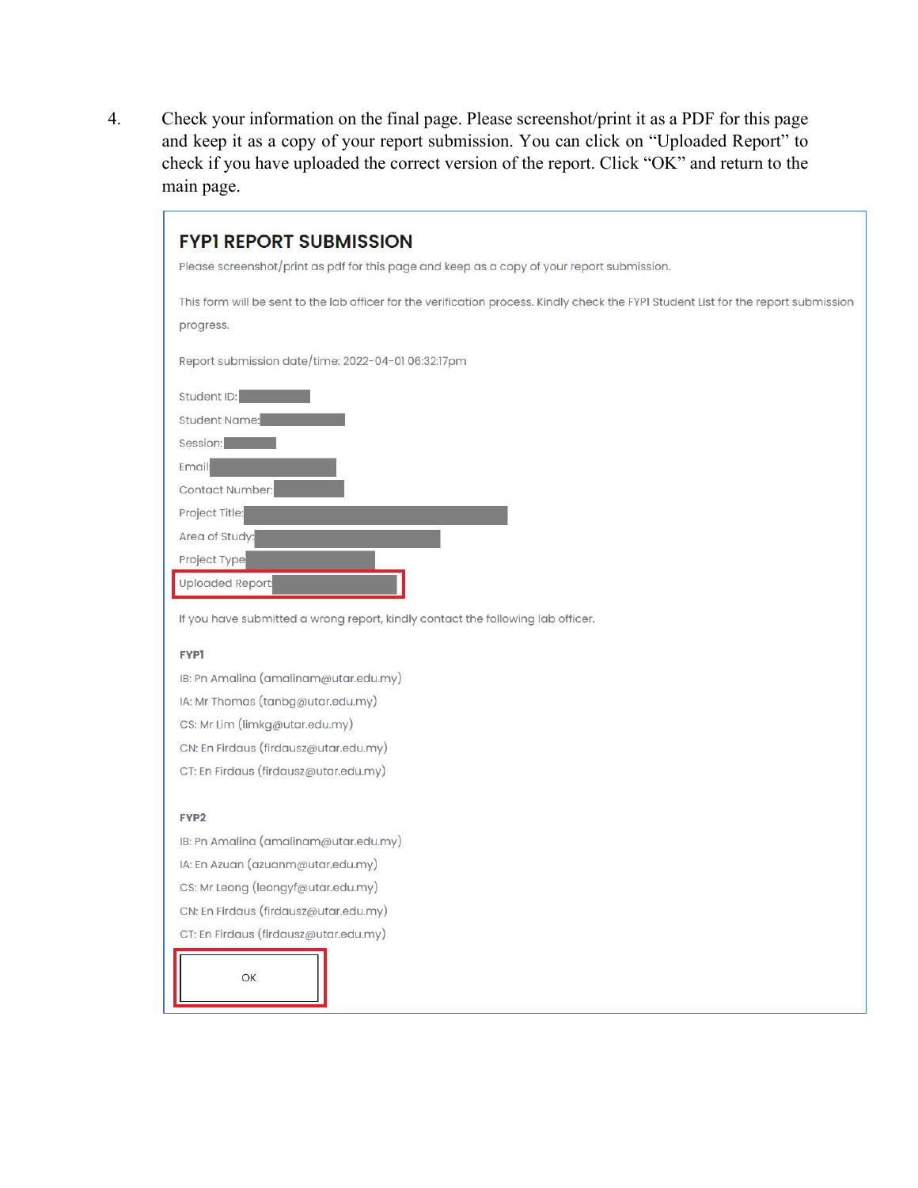4. Check your information on the final page. Please screenshot/print it as a PDF for this page and keep it as a copy of your report submission. You can click on "Uploaded Report" to check if you have uploaded the correct version of the report. Click "OK" and return to the main page.

## FYP1 REPORT SUBMISSION

Please screenshot/print as pdf for this page and keep as a copy of your report submission.

This form will be sent to the lab officer for the verification process. Kindly check the FYP1 Student List for the report submission progress.

Report submission date/time: 2022-04-01 06:32:17pm

Student ID:

Student Name:

Session:

Email:

Contact Number:

Project Title:

Area of Study:

Project Type:

Uploaded Report:

If you have submitted a wrong report, kindly contact the following lab officer.

**FYP1**

IB: Pn Amalina (amalinam@utar.edu.my)

IA: Mr Thomas (tanbg@utar.edu.my)

CS: Mr Lim (limkg@utar.edu.my)

CN: En Firdaus (firdausz@utar.edu.my)

CT: En Firdaus (firdausz@utar.edu.my)

**FYP2**

IB: Pn Amalina (amalinam@utar.edu.my)

IA: En Azuan (azuanm@utar.edu.my)

CS: Mr Leong (leongyf@utar.edu.my)

CN: En Firdaus (firdausz@utar.edu.my)

CT: En Firdaus (firdausz@utar.edu.my)

OK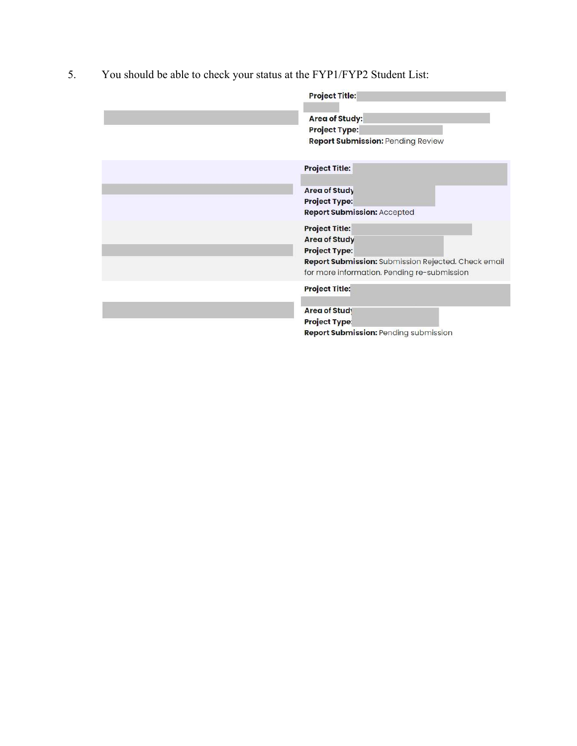5. You should be able to check your status at the FYP1/FYP2 Student List:

| | |
|---|---|
| | **Project Title:**<br>**Area of Study:**<br>**Project Type:**<br>**Report Submission:** Pending Review |
| | **Project Title:**<br>**Area of Study**<br>**Project Type:**<br>**Report Submission:** Accepted |
| | **Project Title:**<br>**Area of Study**<br>**Project Type:**<br>**Report Submission:** Submission Rejected. Check email for more information. Pending re-submission |
| | **Project Title:**<br>**Area of Study**<br>**Project Type**<br>**Report Submission:** Pending submission |